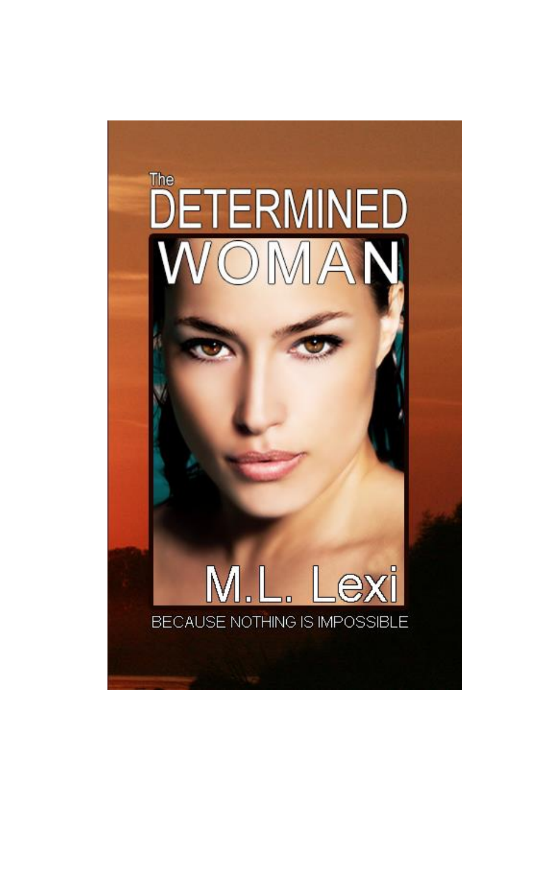# The DETERMINED WOMAN

M.L. Lexi

BECAUSE NOTHING IS IMPOSSIBLE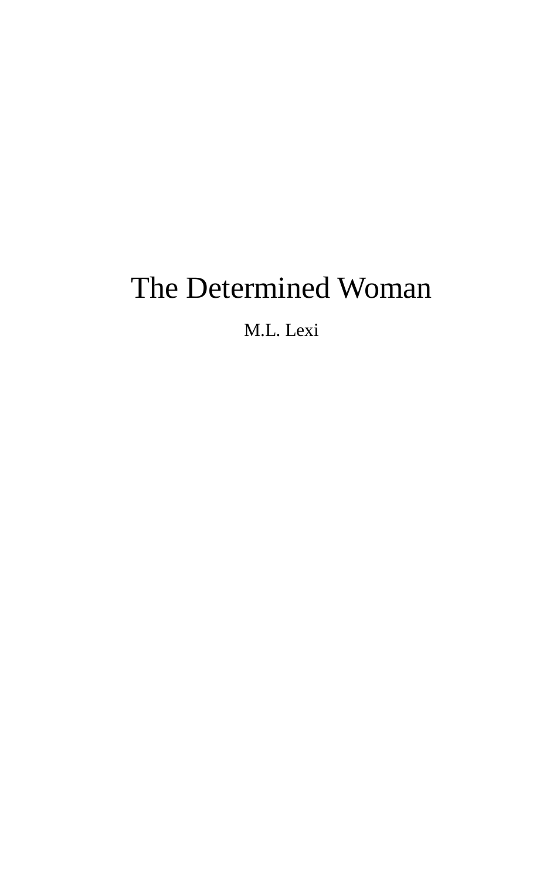# The Determined Woman

M.L. Lexi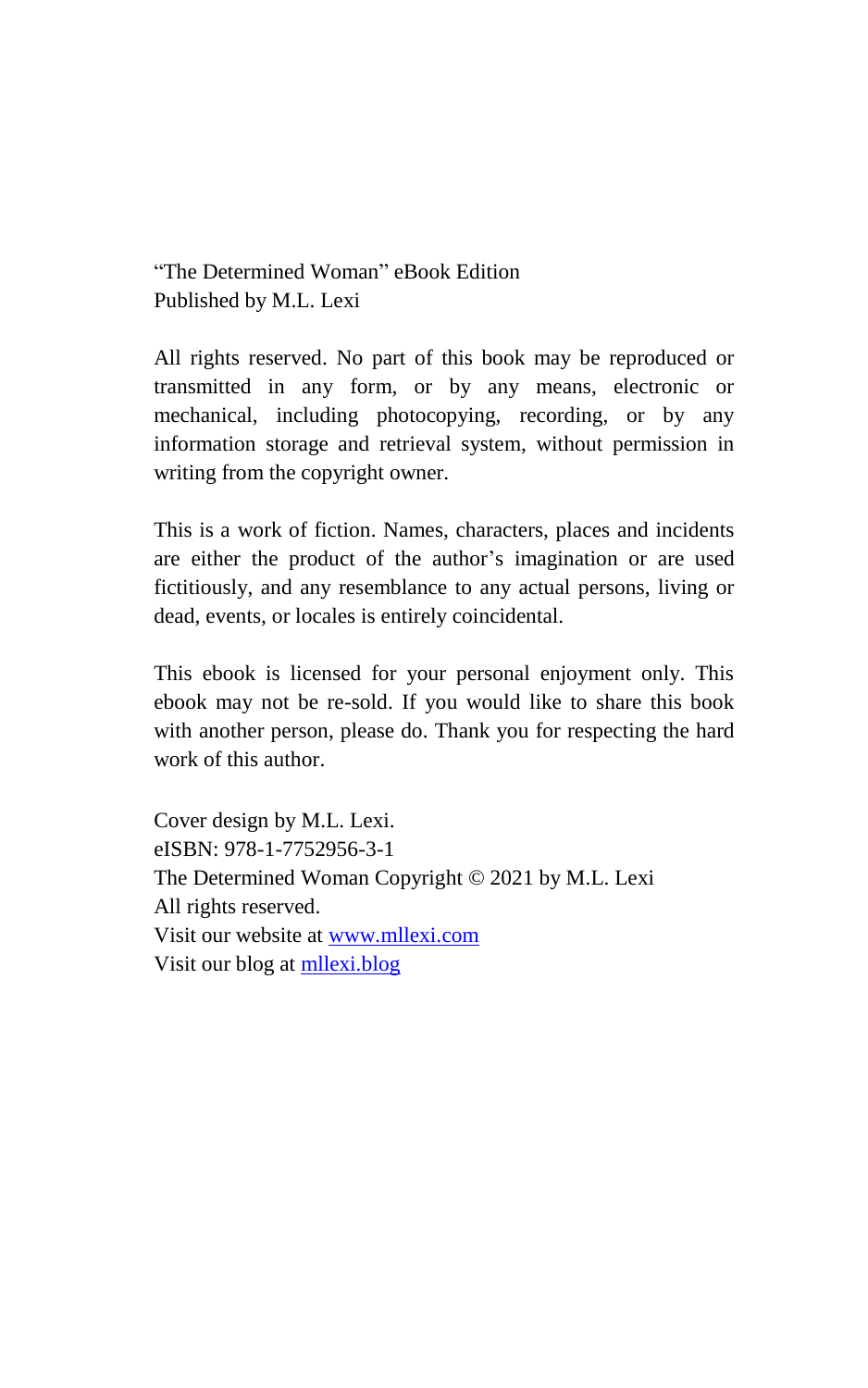"The Determined Woman" eBook Edition
Published by M.L. Lexi

All rights reserved. No part of this book may be reproduced or transmitted in any form, or by any means, electronic or mechanical, including photocopying, recording, or by any information storage and retrieval system, without permission in writing from the copyright owner.

This is a work of fiction. Names, characters, places and incidents are either the product of the author's imagination or are used fictitiously, and any resemblance to any actual persons, living or dead, events, or locales is entirely coincidental.

This ebook is licensed for your personal enjoyment only. This ebook may not be re-sold. If you would like to share this book with another person, please do. Thank you for respecting the hard work of this author.

Cover design by M.L. Lexi.
eISBN: 978-1-7752956-3-1
The Determined Woman Copyright © 2021 by M.L. Lexi
All rights reserved.
Visit our website at [www.mllexi.com](http://www.mllexi.com)
Visit our blog at [mllexi.blog](http://mllexi.blog)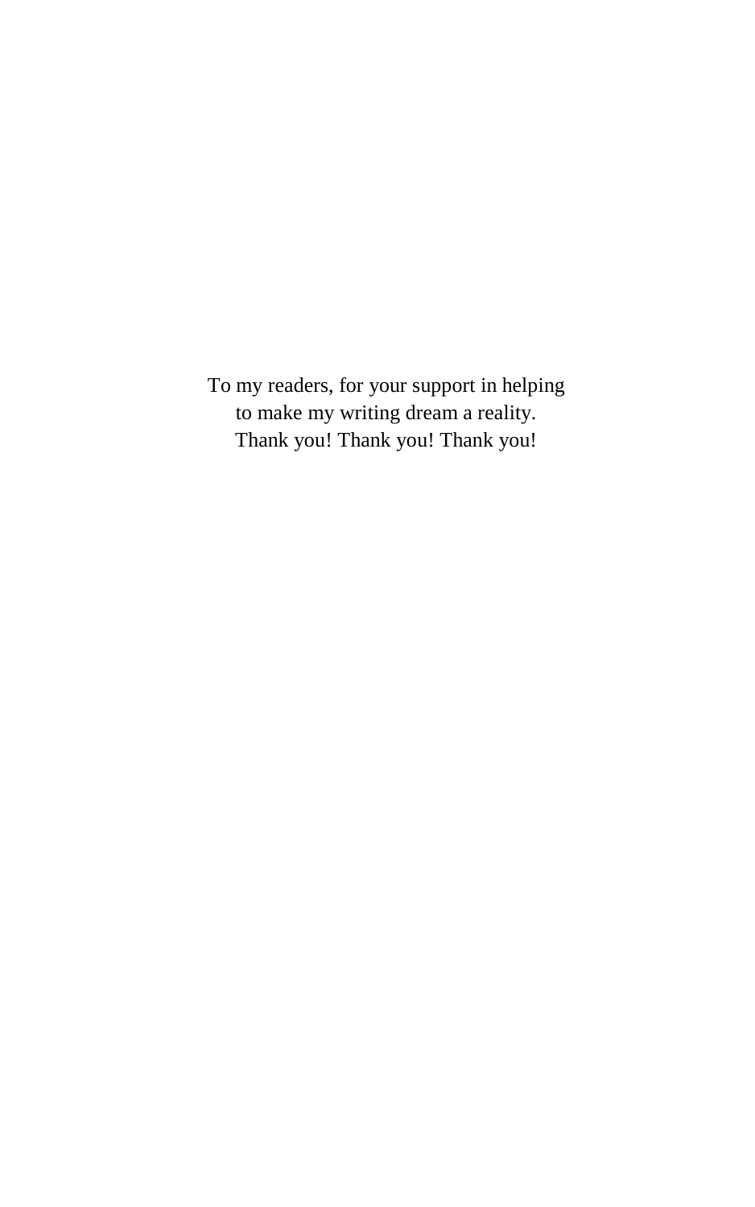To my readers, for your support in helping
to make my writing dream a reality.
Thank you! Thank you! Thank you!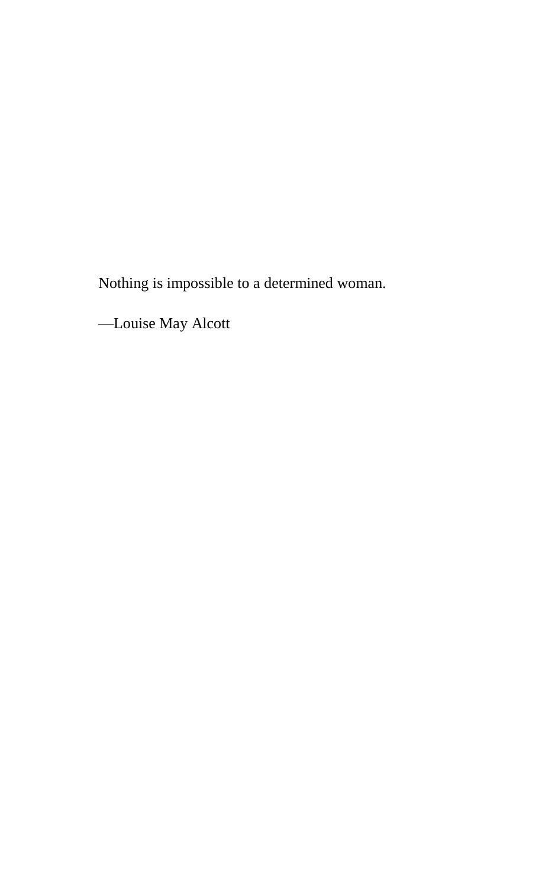Nothing is impossible to a determined woman.

—Louise May Alcott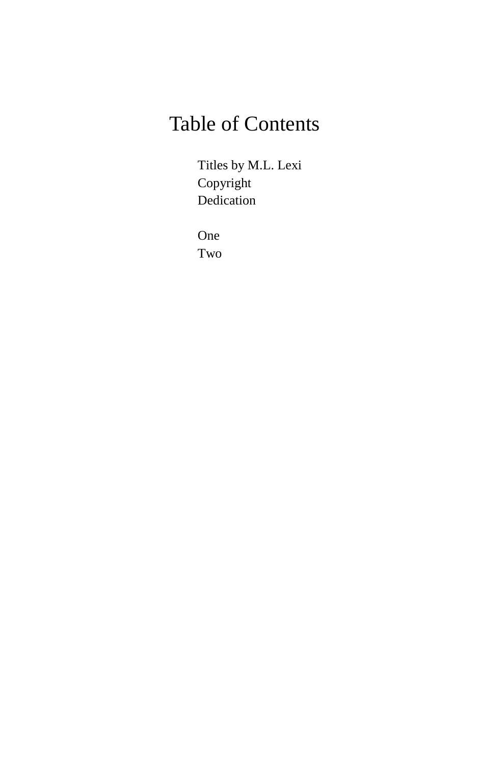# Table of Contents

Titles by M.L. Lexi
Copyright
Dedication

One
Two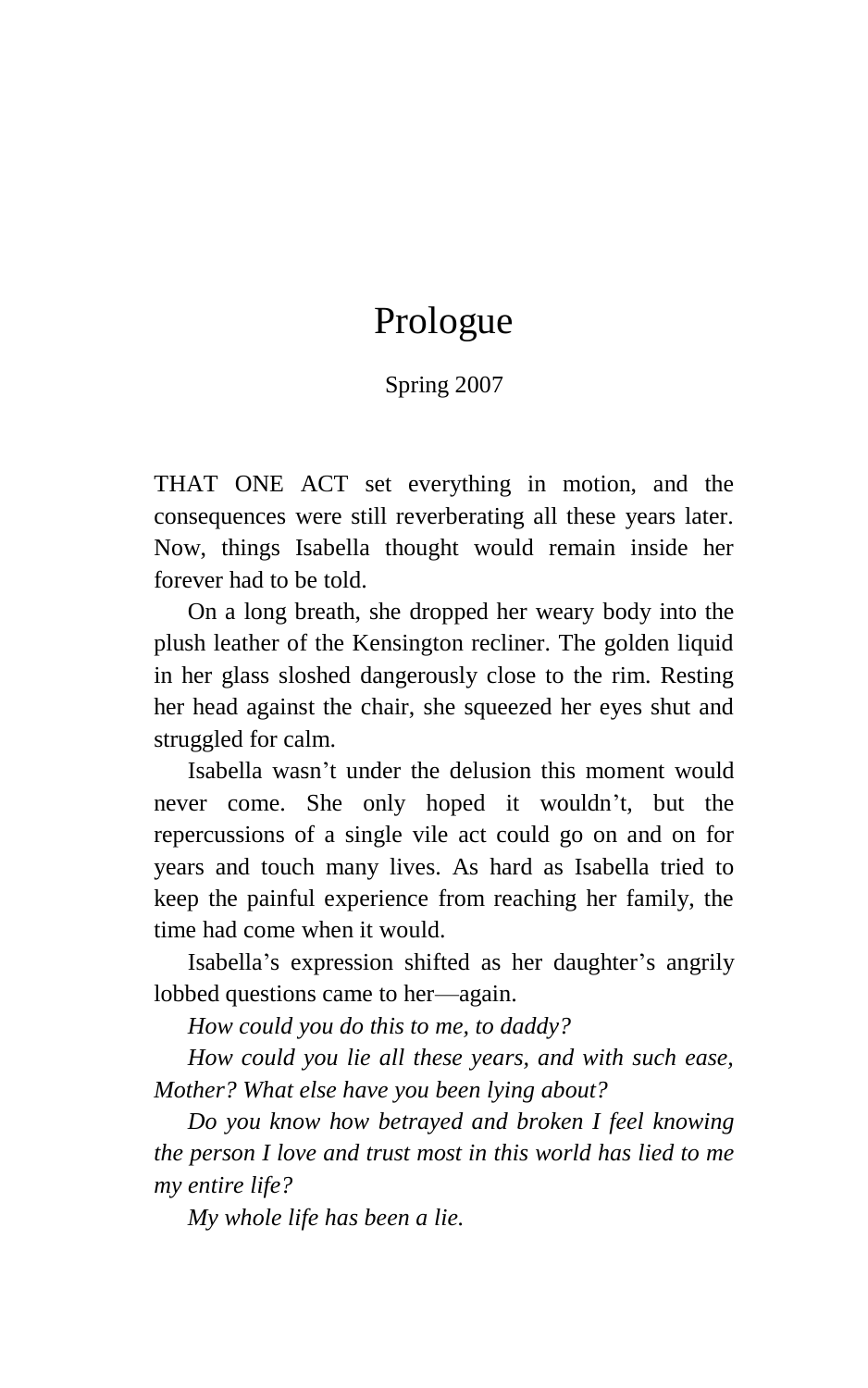# Prologue

Spring 2007

THAT ONE ACT set everything in motion, and the consequences were still reverberating all these years later. Now, things Isabella thought would remain inside her forever had to be told.

On a long breath, she dropped her weary body into the plush leather of the Kensington recliner. The golden liquid in her glass sloshed dangerously close to the rim. Resting her head against the chair, she squeezed her eyes shut and struggled for calm.

Isabella wasn't under the delusion this moment would never come. She only hoped it wouldn't, but the repercussions of a single vile act could go on and on for years and touch many lives. As hard as Isabella tried to keep the painful experience from reaching her family, the time had come when it would.

Isabella's expression shifted as her daughter's angrily lobbed questions came to her—again.

*How could you do this to me, to daddy?*

*How could you lie all these years, and with such ease, Mother? What else have you been lying about?*

*Do you know how betrayed and broken I feel knowing the person I love and trust most in this world has lied to me my entire life?*

*My whole life has been a lie.*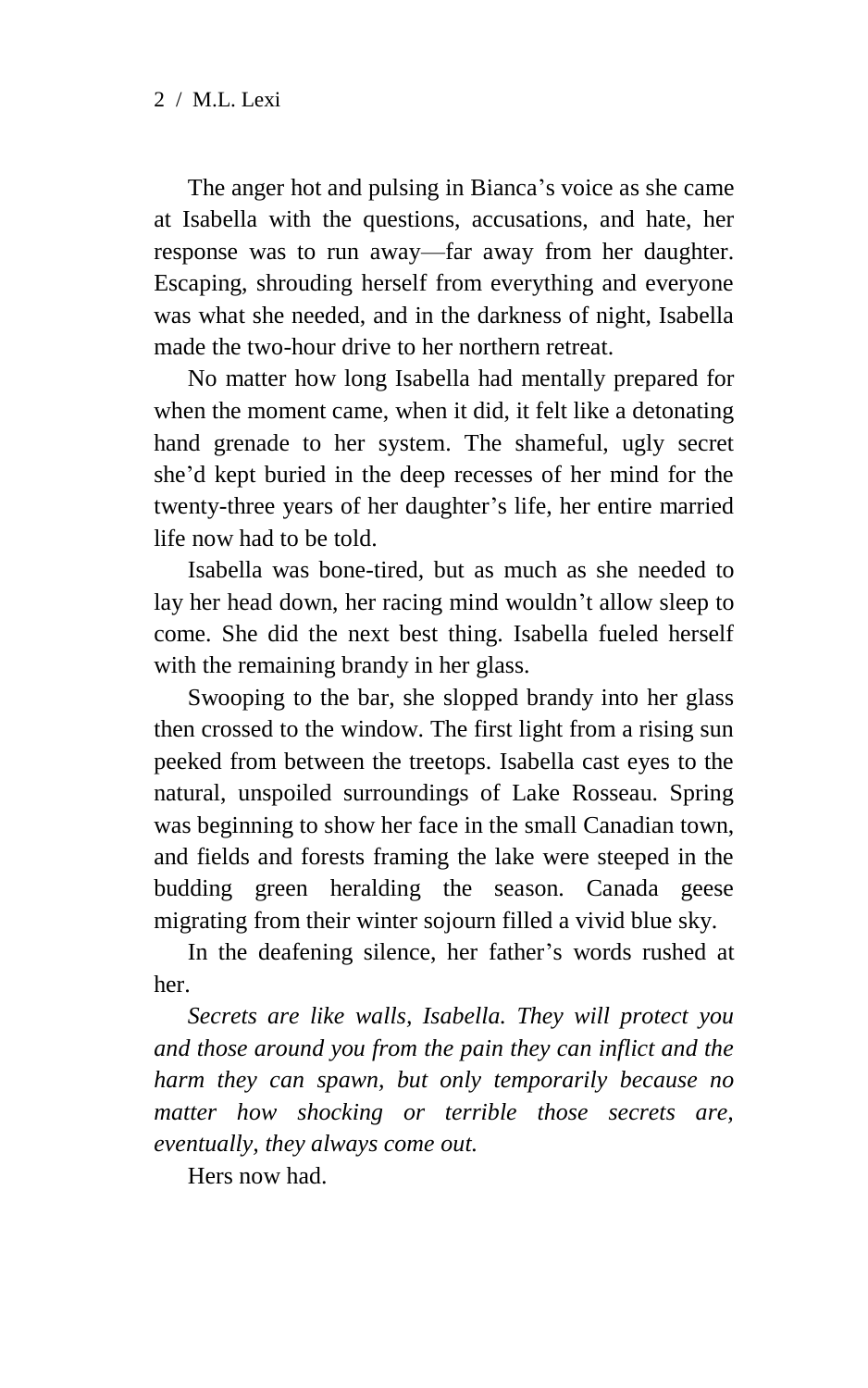The anger hot and pulsing in Bianca's voice as she came at Isabella with the questions, accusations, and hate, her response was to run away—far away from her daughter. Escaping, shrouding herself from everything and everyone was what she needed, and in the darkness of night, Isabella made the two-hour drive to her northern retreat.

No matter how long Isabella had mentally prepared for when the moment came, when it did, it felt like a detonating hand grenade to her system. The shameful, ugly secret she'd kept buried in the deep recesses of her mind for the twenty-three years of her daughter's life, her entire married life now had to be told.

Isabella was bone-tired, but as much as she needed to lay her head down, her racing mind wouldn't allow sleep to come. She did the next best thing. Isabella fueled herself with the remaining brandy in her glass.

Swooping to the bar, she slopped brandy into her glass then crossed to the window. The first light from a rising sun peeked from between the treetops. Isabella cast eyes to the natural, unspoiled surroundings of Lake Rosseau. Spring was beginning to show her face in the small Canadian town, and fields and forests framing the lake were steeped in the budding green heralding the season. Canada geese migrating from their winter sojourn filled a vivid blue sky.

In the deafening silence, her father's words rushed at her.

*Secrets are like walls, Isabella. They will protect you and those around you from the pain they can inflict and the harm they can spawn, but only temporarily because no matter how shocking or terrible those secrets are, eventually, they always come out.*

Hers now had.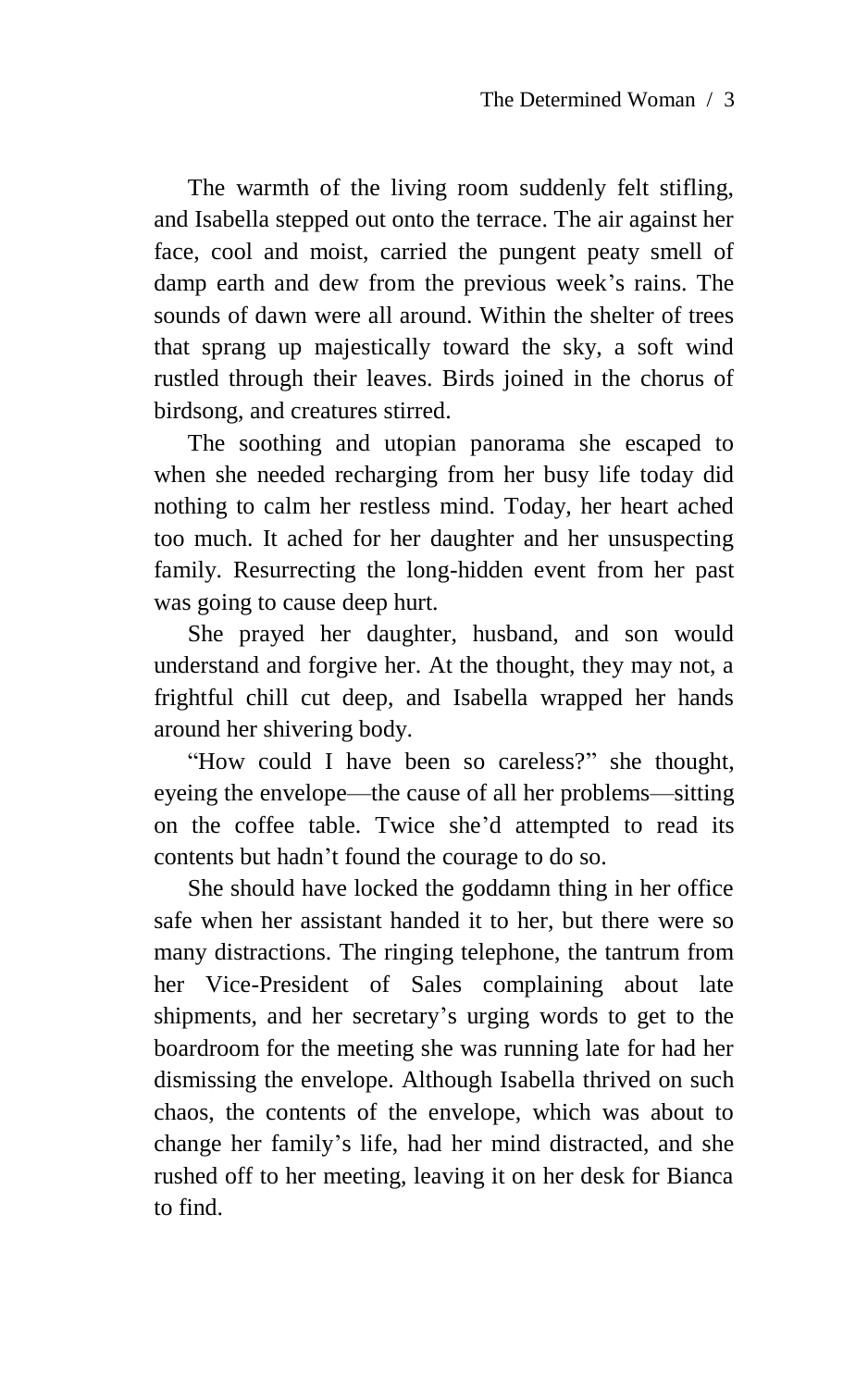The warmth of the living room suddenly felt stifling, and Isabella stepped out onto the terrace. The air against her face, cool and moist, carried the pungent peaty smell of damp earth and dew from the previous week's rains. The sounds of dawn were all around. Within the shelter of trees that sprang up majestically toward the sky, a soft wind rustled through their leaves. Birds joined in the chorus of birdsong, and creatures stirred.

The soothing and utopian panorama she escaped to when she needed recharging from her busy life today did nothing to calm her restless mind. Today, her heart ached too much. It ached for her daughter and her unsuspecting family. Resurrecting the long-hidden event from her past was going to cause deep hurt.

She prayed her daughter, husband, and son would understand and forgive her. At the thought, they may not, a frightful chill cut deep, and Isabella wrapped her hands around her shivering body.

"How could I have been so careless?" she thought, eyeing the envelope—the cause of all her problems—sitting on the coffee table. Twice she'd attempted to read its contents but hadn't found the courage to do so.

She should have locked the goddamn thing in her office safe when her assistant handed it to her, but there were so many distractions. The ringing telephone, the tantrum from her Vice-President of Sales complaining about late shipments, and her secretary's urging words to get to the boardroom for the meeting she was running late for had her dismissing the envelope. Although Isabella thrived on such chaos, the contents of the envelope, which was about to change her family's life, had her mind distracted, and she rushed off to her meeting, leaving it on her desk for Bianca to find.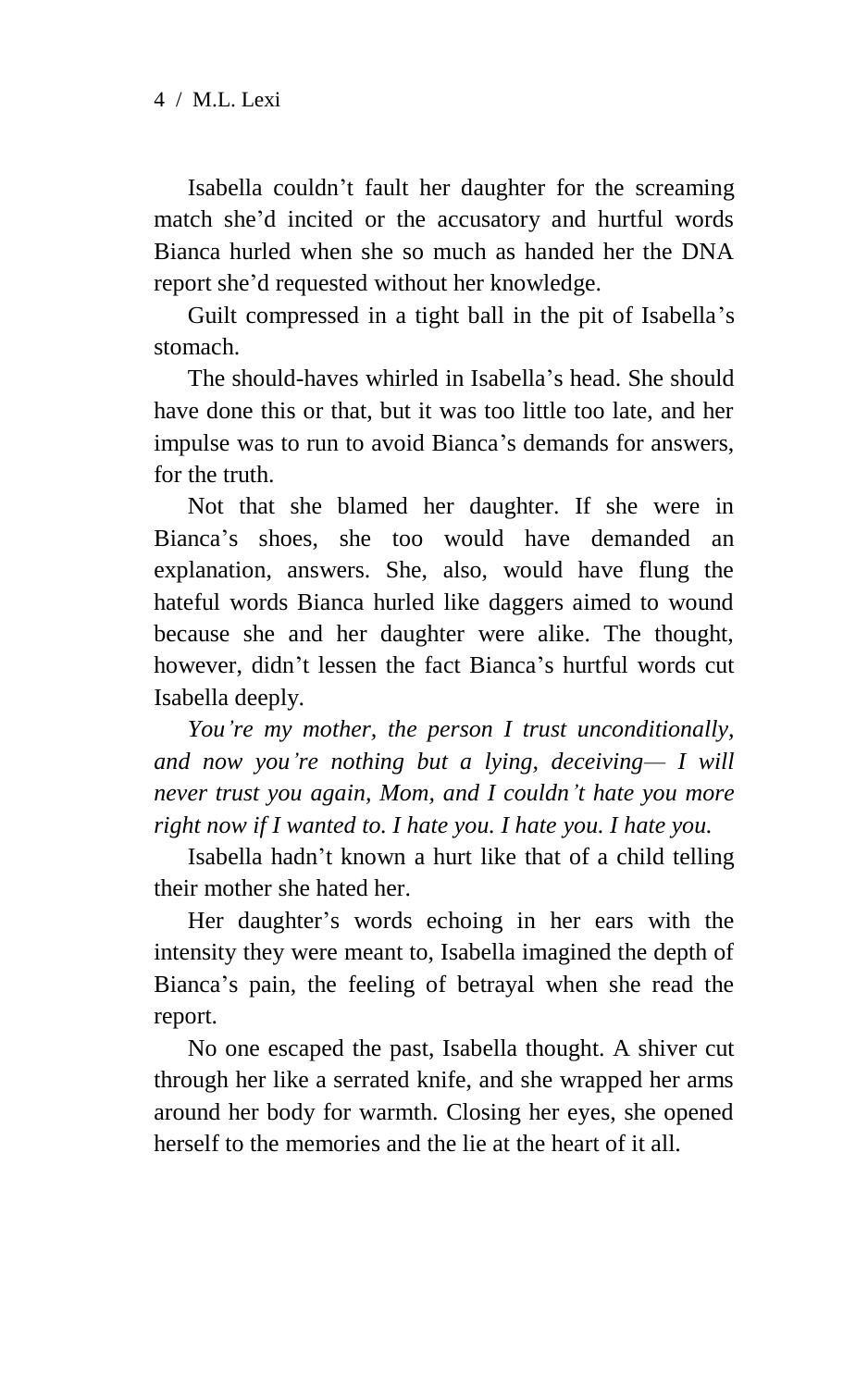Isabella couldn’t fault her daughter for the screaming match she’d incited or the accusatory and hurtful words Bianca hurled when she so much as handed her the DNA report she’d requested without her knowledge.

Guilt compressed in a tight ball in the pit of Isabella’s stomach.

The should-haves whirled in Isabella’s head. She should have done this or that, but it was too little too late, and her impulse was to run to avoid Bianca’s demands for answers, for the truth.

Not that she blamed her daughter. If she were in Bianca’s shoes, she too would have demanded an explanation, answers. She, also, would have flung the hateful words Bianca hurled like daggers aimed to wound because she and her daughter were alike. The thought, however, didn’t lessen the fact Bianca’s hurtful words cut Isabella deeply.

*You’re my mother, the person I trust unconditionally, and now you’re nothing but a lying, deceiving— I will never trust you again, Mom, and I couldn’t hate you more right now if I wanted to. I hate you. I hate you. I hate you.*

Isabella hadn’t known a hurt like that of a child telling their mother she hated her.

Her daughter’s words echoing in her ears with the intensity they were meant to, Isabella imagined the depth of Bianca’s pain, the feeling of betrayal when she read the report.

No one escaped the past, Isabella thought. A shiver cut through her like a serrated knife, and she wrapped her arms around her body for warmth. Closing her eyes, she opened herself to the memories and the lie at the heart of it all.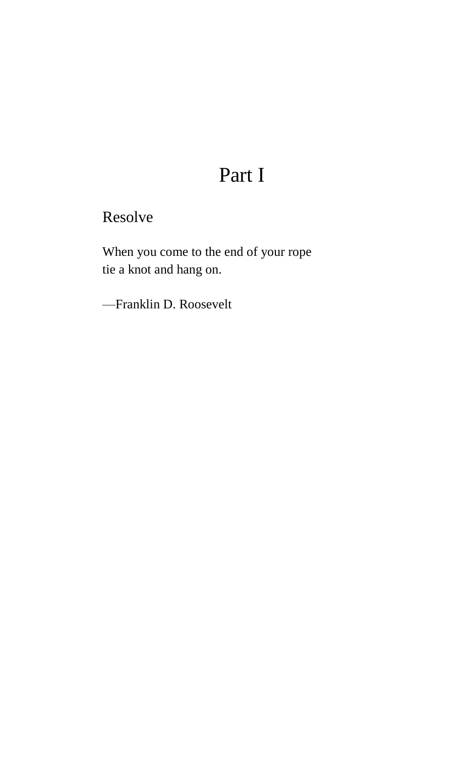# Part I

## Resolve

When you come to the end of your rope
tie a knot and hang on.

—Franklin D. Roosevelt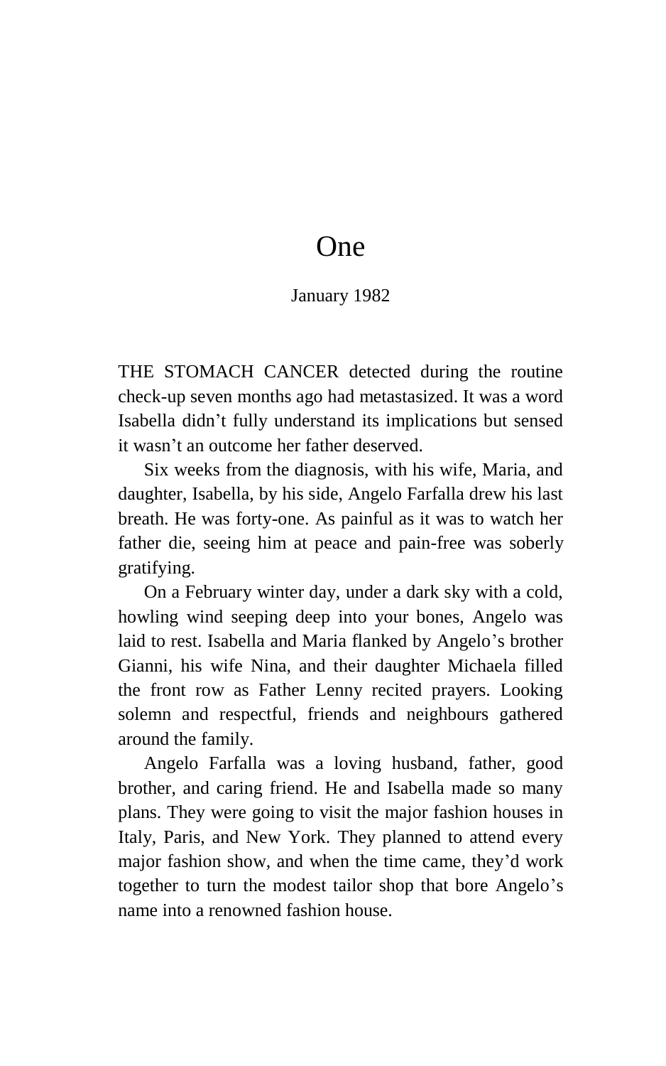# One

January 1982

THE STOMACH CANCER detected during the routine check-up seven months ago had metastasized. It was a word Isabella didn't fully understand its implications but sensed it wasn't an outcome her father deserved.

Six weeks from the diagnosis, with his wife, Maria, and daughter, Isabella, by his side, Angelo Farfalla drew his last breath. He was forty-one. As painful as it was to watch her father die, seeing him at peace and pain-free was soberly gratifying.

On a February winter day, under a dark sky with a cold, howling wind seeping deep into your bones, Angelo was laid to rest. Isabella and Maria flanked by Angelo's brother Gianni, his wife Nina, and their daughter Michaela filled the front row as Father Lenny recited prayers. Looking solemn and respectful, friends and neighbours gathered around the family.

Angelo Farfalla was a loving husband, father, good brother, and caring friend. He and Isabella made so many plans. They were going to visit the major fashion houses in Italy, Paris, and New York. They planned to attend every major fashion show, and when the time came, they'd work together to turn the modest tailor shop that bore Angelo's name into a renowned fashion house.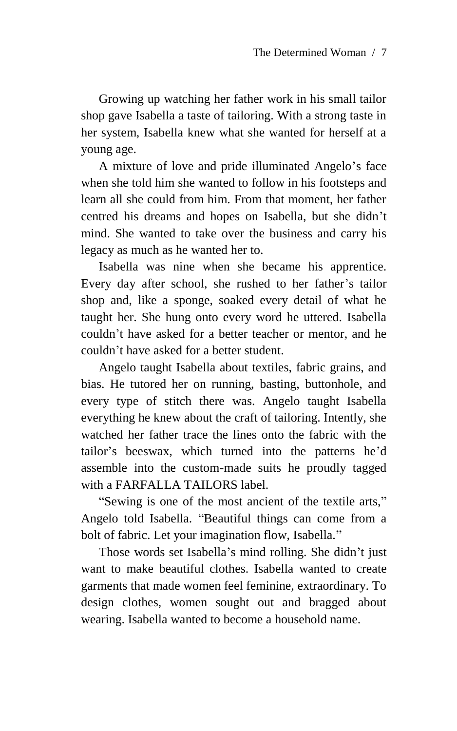Growing up watching her father work in his small tailor shop gave Isabella a taste of tailoring. With a strong taste in her system, Isabella knew what she wanted for herself at a young age.

A mixture of love and pride illuminated Angelo's face when she told him she wanted to follow in his footsteps and learn all she could from him. From that moment, her father centred his dreams and hopes on Isabella, but she didn't mind. She wanted to take over the business and carry his legacy as much as he wanted her to.

Isabella was nine when she became his apprentice. Every day after school, she rushed to her father's tailor shop and, like a sponge, soaked every detail of what he taught her. She hung onto every word he uttered. Isabella couldn't have asked for a better teacher or mentor, and he couldn't have asked for a better student.

Angelo taught Isabella about textiles, fabric grains, and bias. He tutored her on running, basting, buttonhole, and every type of stitch there was. Angelo taught Isabella everything he knew about the craft of tailoring. Intently, she watched her father trace the lines onto the fabric with the tailor's beeswax, which turned into the patterns he'd assemble into the custom-made suits he proudly tagged with a FARFALLA TAILORS label.

"Sewing is one of the most ancient of the textile arts," Angelo told Isabella. "Beautiful things can come from a bolt of fabric. Let your imagination flow, Isabella."

Those words set Isabella's mind rolling. She didn't just want to make beautiful clothes. Isabella wanted to create garments that made women feel feminine, extraordinary. To design clothes, women sought out and bragged about wearing. Isabella wanted to become a household name.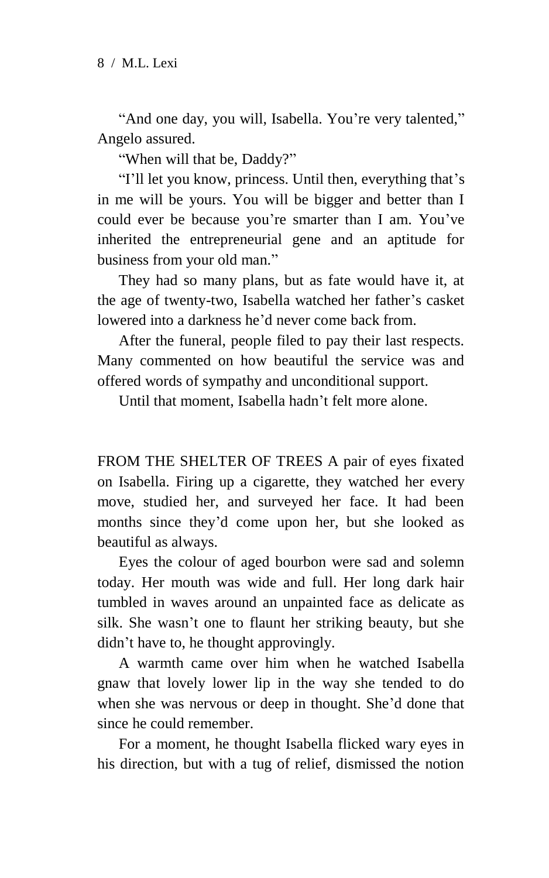"And one day, you will, Isabella. You're very talented," Angelo assured.

"When will that be, Daddy?"

"I'll let you know, princess. Until then, everything that's in me will be yours. You will be bigger and better than I could ever be because you're smarter than I am. You've inherited the entrepreneurial gene and an aptitude for business from your old man."

They had so many plans, but as fate would have it, at the age of twenty-two, Isabella watched her father's casket lowered into a darkness he'd never come back from.

After the funeral, people filed to pay their last respects. Many commented on how beautiful the service was and offered words of sympathy and unconditional support.

Until that moment, Isabella hadn't felt more alone.

FROM THE SHELTER OF TREES A pair of eyes fixated on Isabella. Firing up a cigarette, they watched her every move, studied her, and surveyed her face. It had been months since they'd come upon her, but she looked as beautiful as always.

Eyes the colour of aged bourbon were sad and solemn today. Her mouth was wide and full. Her long dark hair tumbled in waves around an unpainted face as delicate as silk. She wasn't one to flaunt her striking beauty, but she didn't have to, he thought approvingly.

A warmth came over him when he watched Isabella gnaw that lovely lower lip in the way she tended to do when she was nervous or deep in thought. She'd done that since he could remember.

For a moment, he thought Isabella flicked wary eyes in his direction, but with a tug of relief, dismissed the notion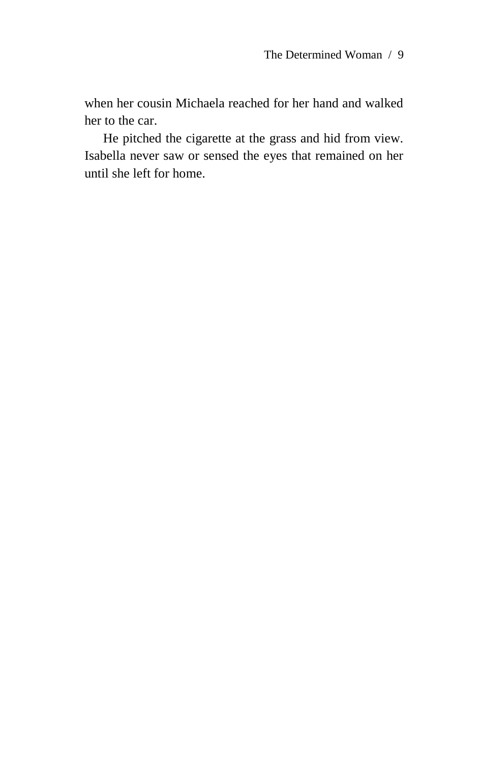when her cousin Michaela reached for her hand and walked her to the car.

He pitched the cigarette at the grass and hid from view. Isabella never saw or sensed the eyes that remained on her until she left for home.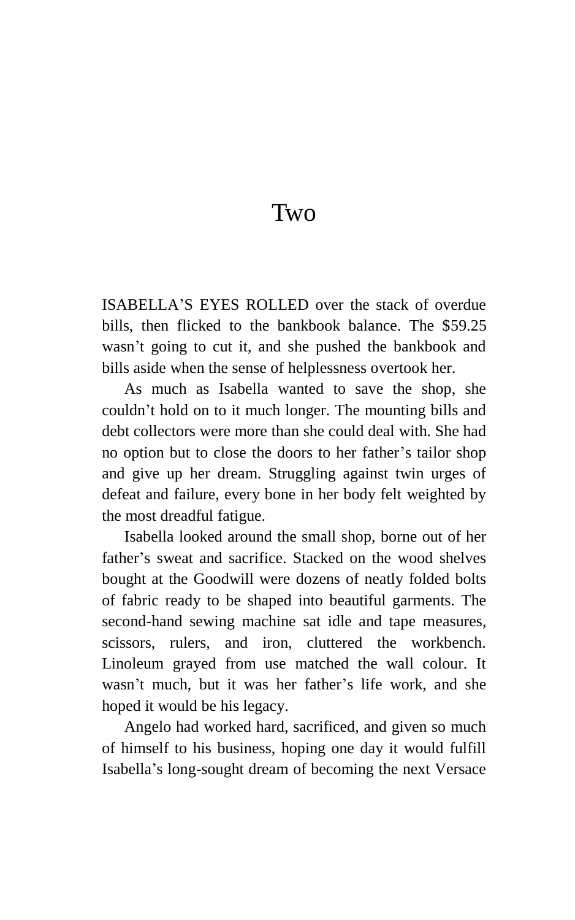# Two

ISABELLA'S EYES ROLLED over the stack of overdue bills, then flicked to the bankbook balance. The $59.25 wasn't going to cut it, and she pushed the bankbook and bills aside when the sense of helplessness overtook her.

As much as Isabella wanted to save the shop, she couldn't hold on to it much longer. The mounting bills and debt collectors were more than she could deal with. She had no option but to close the doors to her father's tailor shop and give up her dream. Struggling against twin urges of defeat and failure, every bone in her body felt weighted by the most dreadful fatigue.

Isabella looked around the small shop, borne out of her father's sweat and sacrifice. Stacked on the wood shelves bought at the Goodwill were dozens of neatly folded bolts of fabric ready to be shaped into beautiful garments. The second-hand sewing machine sat idle and tape measures, scissors, rulers, and iron, cluttered the workbench. Linoleum grayed from use matched the wall colour. It wasn't much, but it was her father's life work, and she hoped it would be his legacy.

Angelo had worked hard, sacrificed, and given so much of himself to his business, hoping one day it would fulfill Isabella's long-sought dream of becoming the next Versace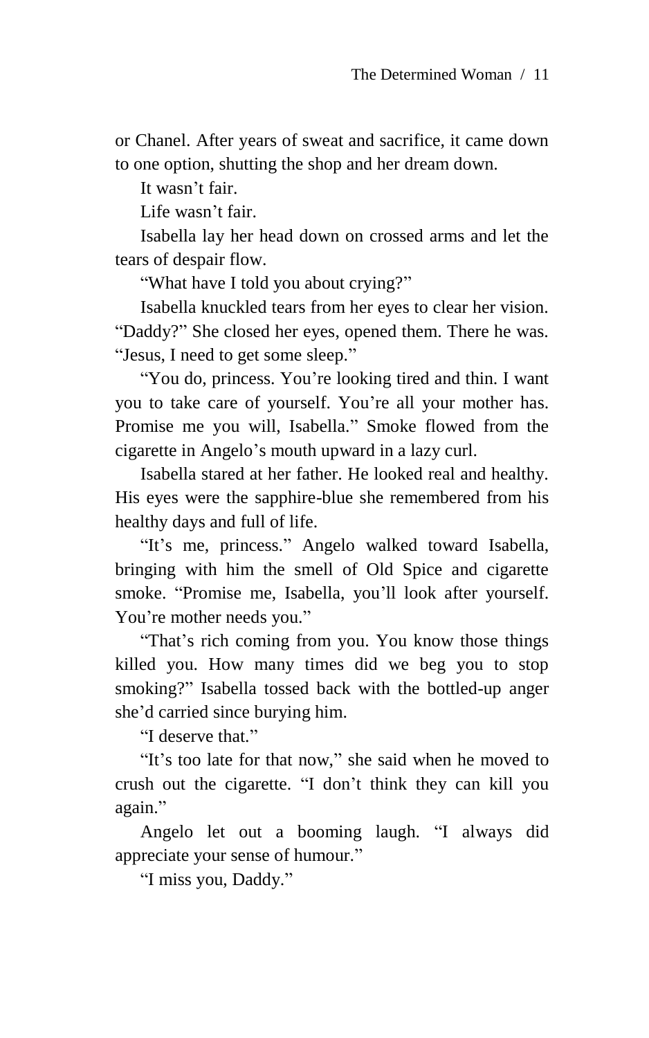or Chanel. After years of sweat and sacrifice, it came down to one option, shutting the shop and her dream down.

It wasn't fair.

Life wasn't fair.

Isabella lay her head down on crossed arms and let the tears of despair flow.

"What have I told you about crying?"

Isabella knuckled tears from her eyes to clear her vision. "Daddy?" She closed her eyes, opened them. There he was. "Jesus, I need to get some sleep."

"You do, princess. You're looking tired and thin. I want you to take care of yourself. You're all your mother has. Promise me you will, Isabella." Smoke flowed from the cigarette in Angelo's mouth upward in a lazy curl.

Isabella stared at her father. He looked real and healthy. His eyes were the sapphire-blue she remembered from his healthy days and full of life.

"It's me, princess." Angelo walked toward Isabella, bringing with him the smell of Old Spice and cigarette smoke. "Promise me, Isabella, you'll look after yourself. You're mother needs you."

"That's rich coming from you. You know those things killed you. How many times did we beg you to stop smoking?" Isabella tossed back with the bottled-up anger she'd carried since burying him.

"I deserve that."

"It's too late for that now," she said when he moved to crush out the cigarette. "I don't think they can kill you again."

Angelo let out a booming laugh. "I always did appreciate your sense of humour."

"I miss you, Daddy."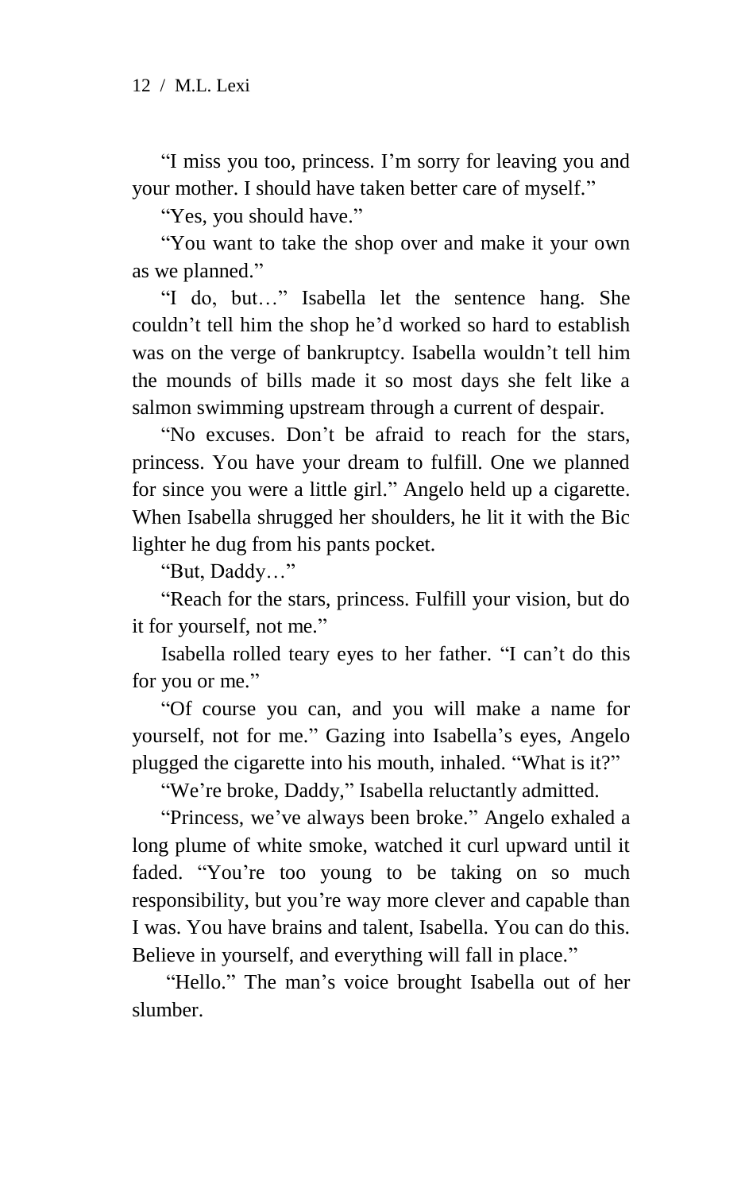"I miss you too, princess. I'm sorry for leaving you and your mother. I should have taken better care of myself."

"Yes, you should have."

"You want to take the shop over and make it your own as we planned."

"I do, but…" Isabella let the sentence hang. She couldn't tell him the shop he'd worked so hard to establish was on the verge of bankruptcy. Isabella wouldn't tell him the mounds of bills made it so most days she felt like a salmon swimming upstream through a current of despair.

"No excuses. Don't be afraid to reach for the stars, princess. You have your dream to fulfill. One we planned for since you were a little girl." Angelo held up a cigarette. When Isabella shrugged her shoulders, he lit it with the Bic lighter he dug from his pants pocket.

"But, Daddy…"

"Reach for the stars, princess. Fulfill your vision, but do it for yourself, not me."

Isabella rolled teary eyes to her father. "I can't do this for you or me."

"Of course you can, and you will make a name for yourself, not for me." Gazing into Isabella's eyes, Angelo plugged the cigarette into his mouth, inhaled. "What is it?"

"We're broke, Daddy," Isabella reluctantly admitted.

"Princess, we've always been broke." Angelo exhaled a long plume of white smoke, watched it curl upward until it faded. "You're too young to be taking on so much responsibility, but you're way more clever and capable than I was. You have brains and talent, Isabella. You can do this. Believe in yourself, and everything will fall in place."

"Hello." The man's voice brought Isabella out of her slumber.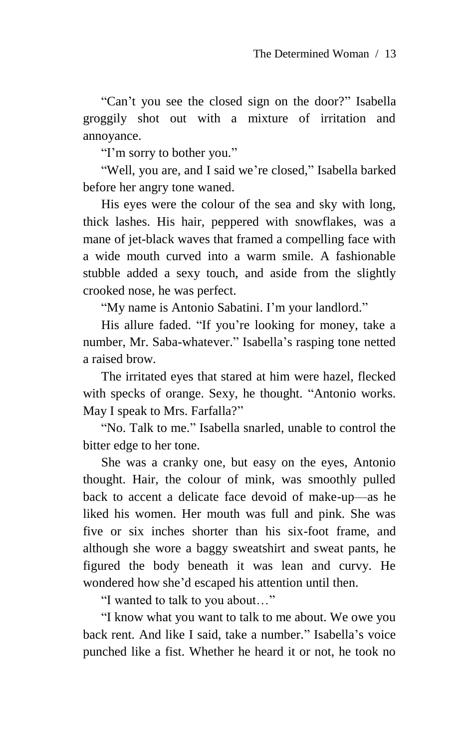"Can't you see the closed sign on the door?" Isabella groggily shot out with a mixture of irritation and annoyance.

"I'm sorry to bother you."

"Well, you are, and I said we're closed," Isabella barked before her angry tone waned.

His eyes were the colour of the sea and sky with long, thick lashes. His hair, peppered with snowflakes, was a mane of jet-black waves that framed a compelling face with a wide mouth curved into a warm smile. A fashionable stubble added a sexy touch, and aside from the slightly crooked nose, he was perfect.

"My name is Antonio Sabatini. I'm your landlord."

His allure faded. "If you're looking for money, take a number, Mr. Saba-whatever." Isabella's rasping tone netted a raised brow.

The irritated eyes that stared at him were hazel, flecked with specks of orange. Sexy, he thought. "Antonio works. May I speak to Mrs. Farfalla?"

"No. Talk to me." Isabella snarled, unable to control the bitter edge to her tone.

She was a cranky one, but easy on the eyes, Antonio thought. Hair, the colour of mink, was smoothly pulled back to accent a delicate face devoid of make-up—as he liked his women. Her mouth was full and pink. She was five or six inches shorter than his six-foot frame, and although she wore a baggy sweatshirt and sweat pants, he figured the body beneath it was lean and curvy. He wondered how she'd escaped his attention until then.

"I wanted to talk to you about…"

"I know what you want to talk to me about. We owe you back rent. And like I said, take a number." Isabella's voice punched like a fist. Whether he heard it or not, he took no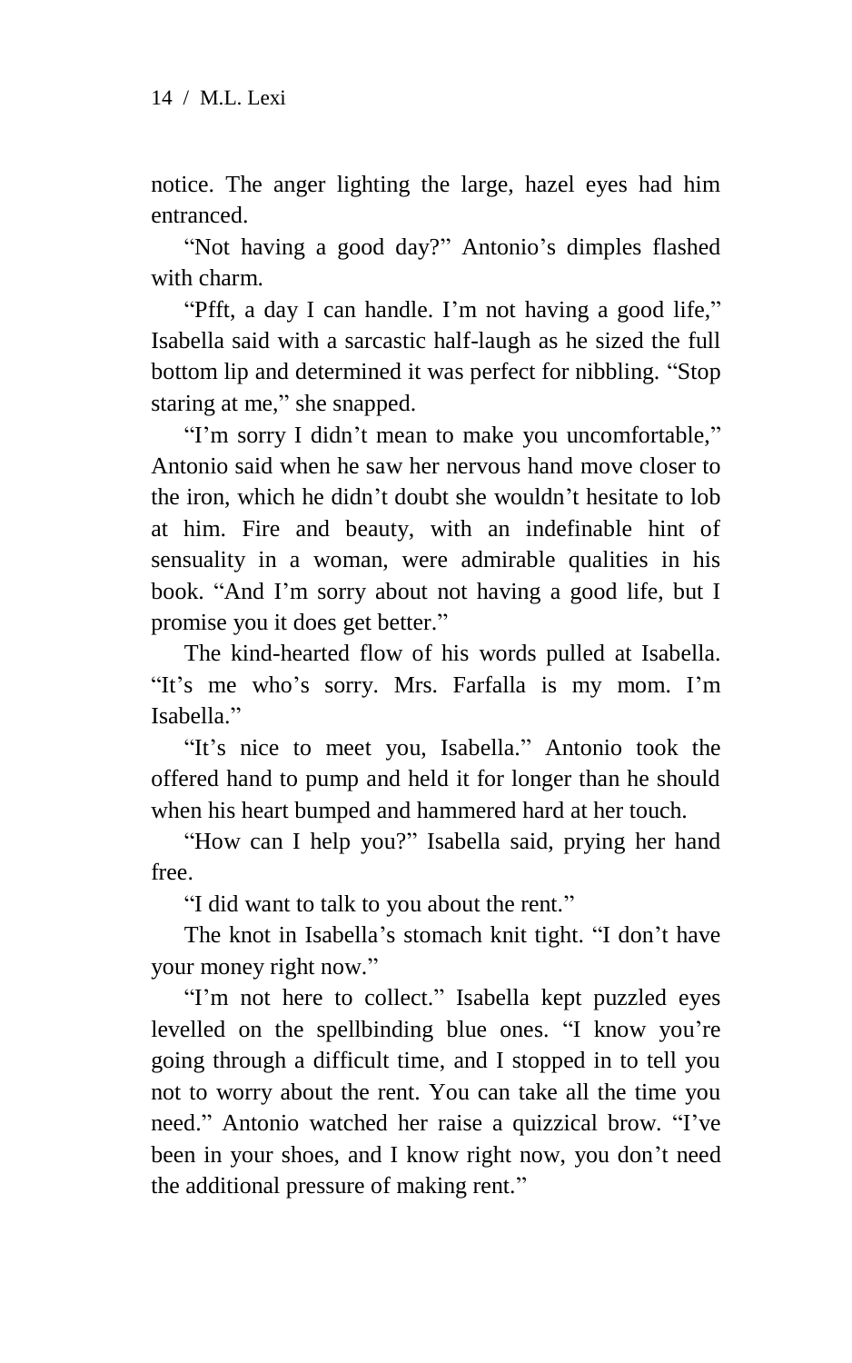notice. The anger lighting the large, hazel eyes had him entranced.

"Not having a good day?" Antonio's dimples flashed with charm.

"Pfft, a day I can handle. I'm not having a good life," Isabella said with a sarcastic half-laugh as he sized the full bottom lip and determined it was perfect for nibbling. "Stop staring at me," she snapped.

"I'm sorry I didn't mean to make you uncomfortable," Antonio said when he saw her nervous hand move closer to the iron, which he didn't doubt she wouldn't hesitate to lob at him. Fire and beauty, with an indefinable hint of sensuality in a woman, were admirable qualities in his book. "And I'm sorry about not having a good life, but I promise you it does get better."

The kind-hearted flow of his words pulled at Isabella. "It's me who's sorry. Mrs. Farfalla is my mom. I'm Isabella."

"It's nice to meet you, Isabella." Antonio took the offered hand to pump and held it for longer than he should when his heart bumped and hammered hard at her touch.

"How can I help you?" Isabella said, prying her hand free.

"I did want to talk to you about the rent."

The knot in Isabella's stomach knit tight. "I don't have your money right now."

"I'm not here to collect." Isabella kept puzzled eyes levelled on the spellbinding blue ones. "I know you're going through a difficult time, and I stopped in to tell you not to worry about the rent. You can take all the time you need." Antonio watched her raise a quizzical brow. "I've been in your shoes, and I know right now, you don't need the additional pressure of making rent."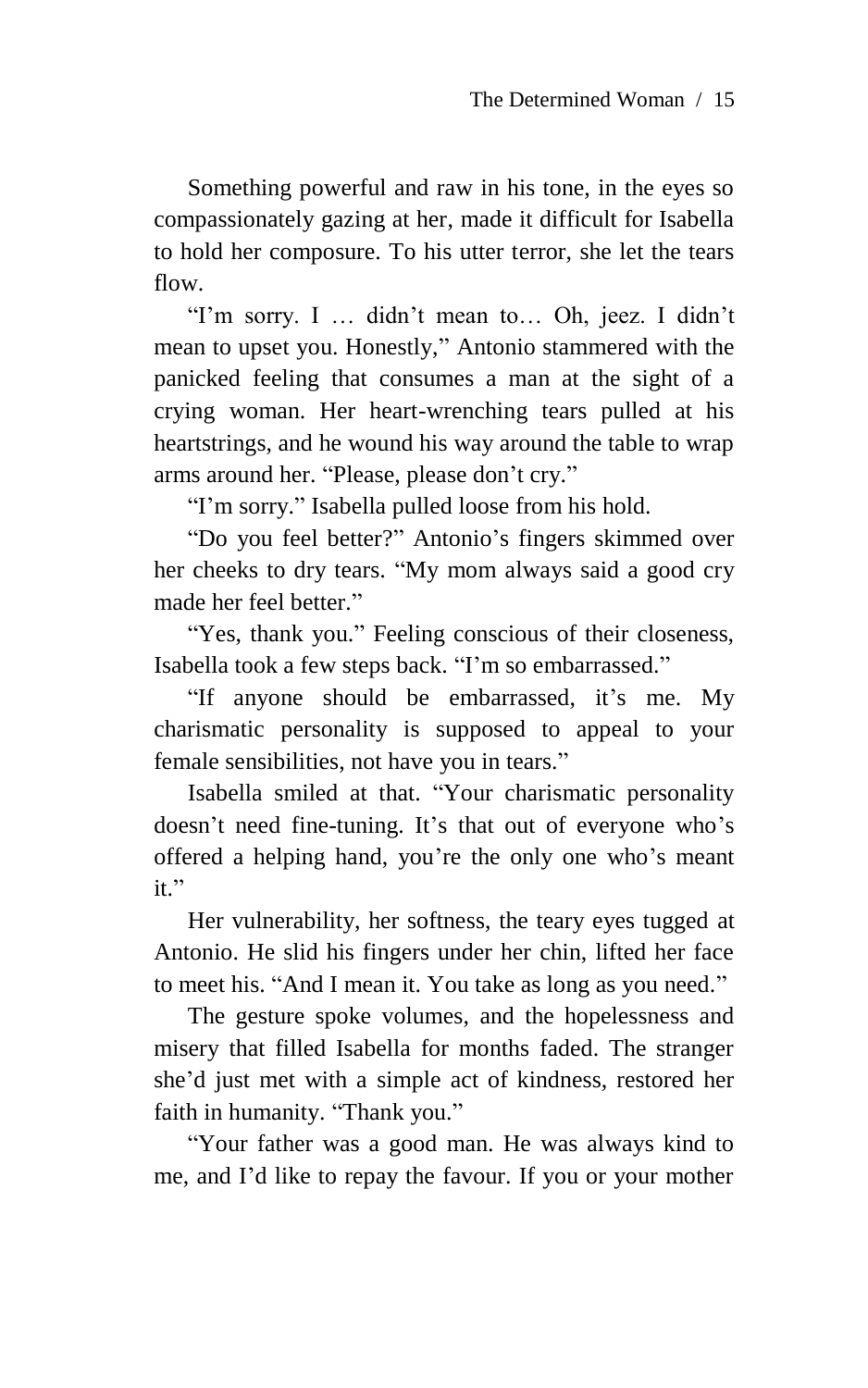Something powerful and raw in his tone, in the eyes so compassionately gazing at her, made it difficult for Isabella to hold her composure. To his utter terror, she let the tears flow.

"I'm sorry. I … didn't mean to… Oh, jeez. I didn't mean to upset you. Honestly," Antonio stammered with the panicked feeling that consumes a man at the sight of a crying woman. Her heart-wrenching tears pulled at his heartstrings, and he wound his way around the table to wrap arms around her. "Please, please don't cry."

"I'm sorry." Isabella pulled loose from his hold.

"Do you feel better?" Antonio's fingers skimmed over her cheeks to dry tears. "My mom always said a good cry made her feel better."

"Yes, thank you." Feeling conscious of their closeness, Isabella took a few steps back. "I'm so embarrassed."

"If anyone should be embarrassed, it's me. My charismatic personality is supposed to appeal to your female sensibilities, not have you in tears."

Isabella smiled at that. "Your charismatic personality doesn't need fine-tuning. It's that out of everyone who's offered a helping hand, you're the only one who's meant it."

Her vulnerability, her softness, the teary eyes tugged at Antonio. He slid his fingers under her chin, lifted her face to meet his. "And I mean it. You take as long as you need."

The gesture spoke volumes, and the hopelessness and misery that filled Isabella for months faded. The stranger she'd just met with a simple act of kindness, restored her faith in humanity. "Thank you."

"Your father was a good man. He was always kind to me, and I'd like to repay the favour. If you or your mother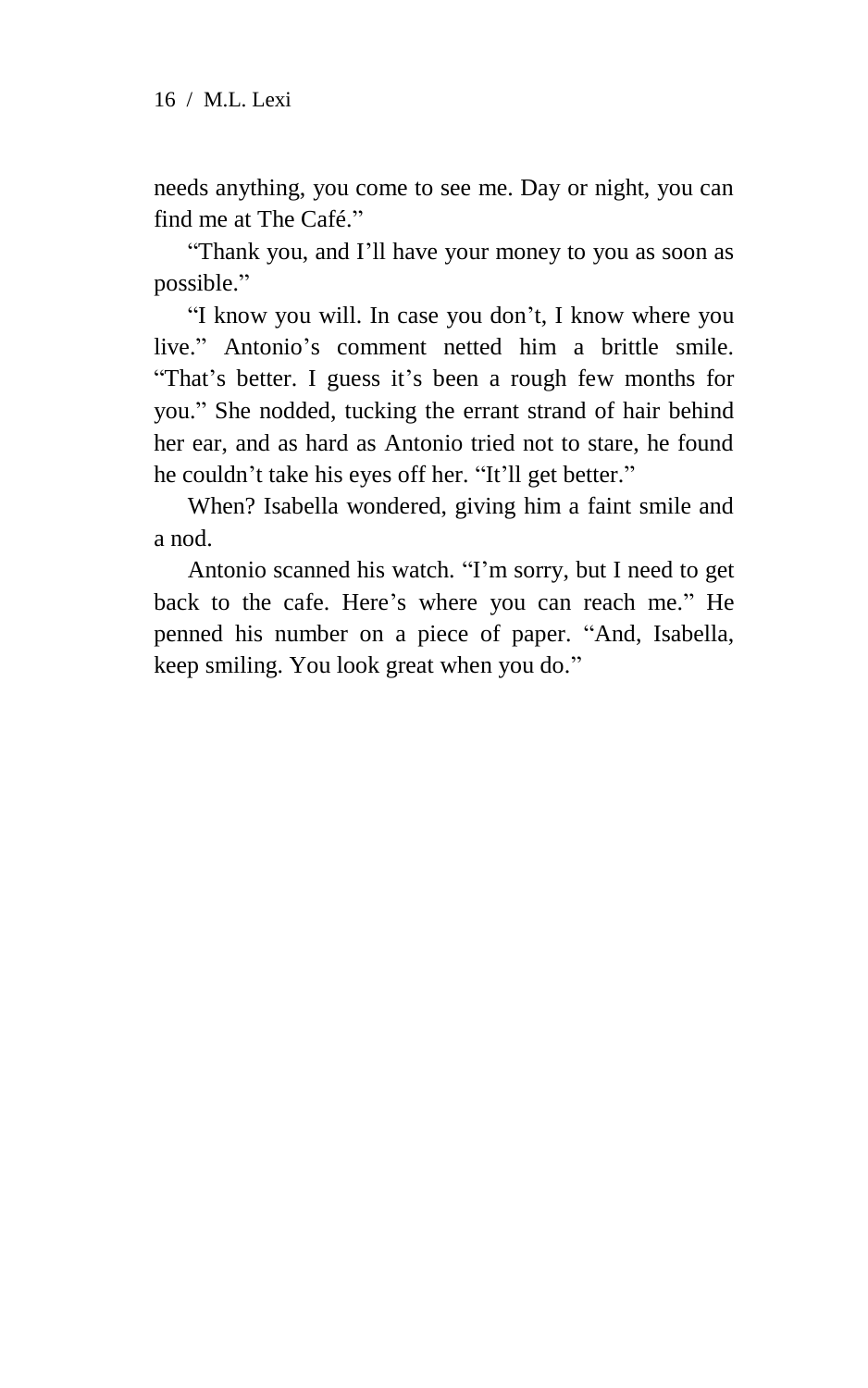needs anything, you come to see me. Day or night, you can find me at The Café."

"Thank you, and I'll have your money to you as soon as possible."

"I know you will. In case you don't, I know where you live." Antonio's comment netted him a brittle smile. "That's better. I guess it's been a rough few months for you." She nodded, tucking the errant strand of hair behind her ear, and as hard as Antonio tried not to stare, he found he couldn't take his eyes off her. "It'll get better."

When? Isabella wondered, giving him a faint smile and a nod.

Antonio scanned his watch. "I'm sorry, but I need to get back to the cafe. Here's where you can reach me." He penned his number on a piece of paper. "And, Isabella, keep smiling. You look great when you do."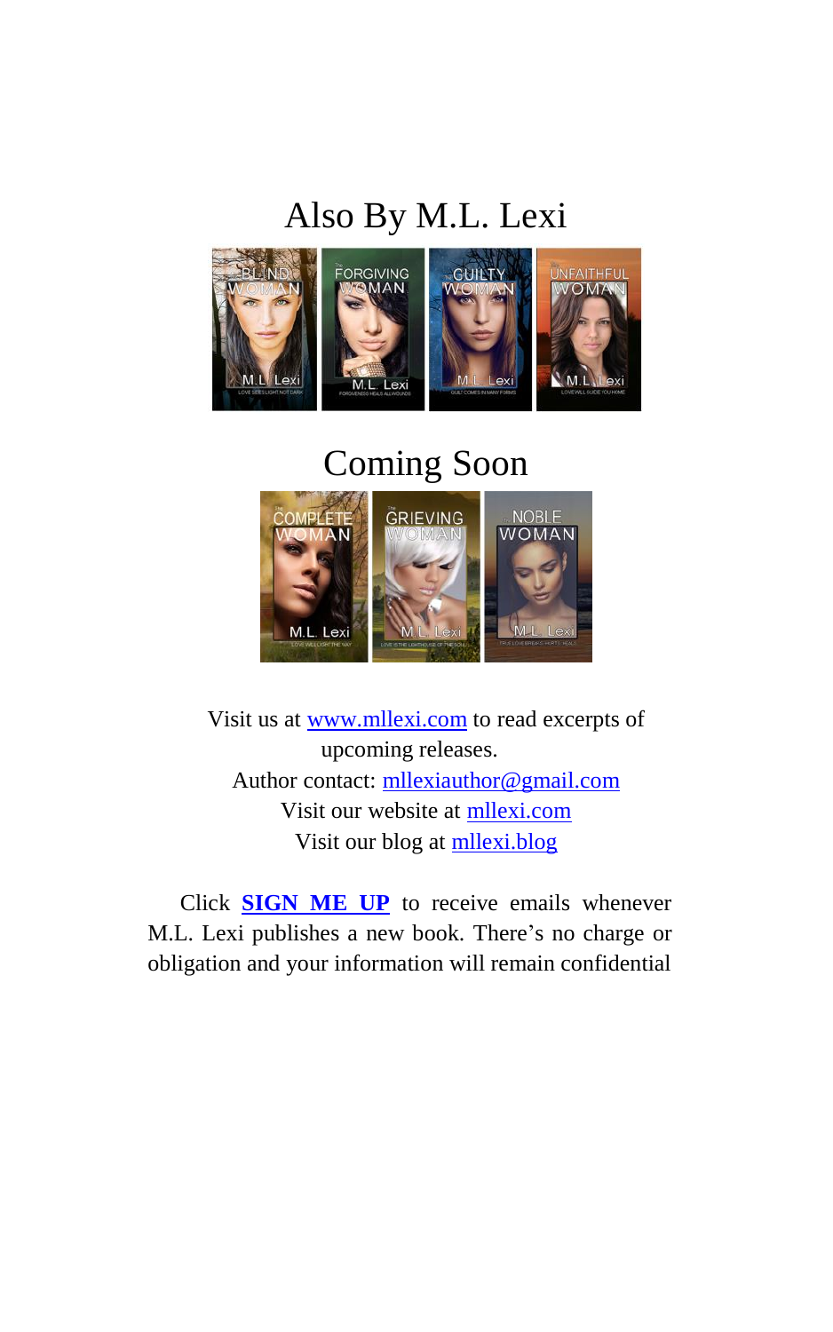# Also By M.L. Lexi

# Coming Soon

Visit us at [www.mllexi.com](http://www.mllexi.com) to read excerpts of upcoming releases.

Author contact: [mllexiauthor@gmail.com](mailto:mllexiauthor@gmail.com)

Visit our website at [mllexi.com](http://mllexi.com)

Visit our blog at [mllexi.blog](http://mllexi.blog)

Click **SIGN ME UP** to receive emails whenever M.L. Lexi publishes a new book. There's no charge or obligation and your information will remain confidential